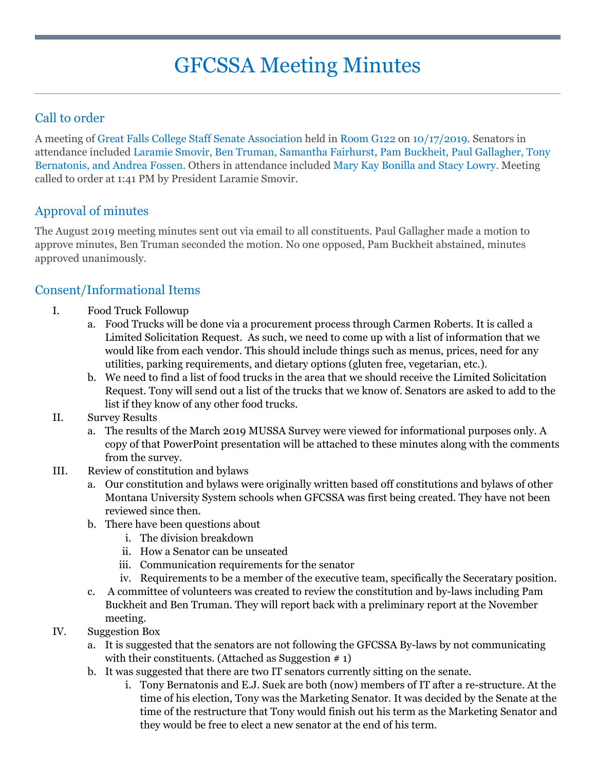# GFCSSA Meeting Minutes

## Call to order

A meeting of Great Falls College Staff Senate Association held in Room G122 on 10/17/2019. Senators in attendance included Laramie Smovir, Ben Truman, Samantha Fairhurst, Pam Buckheit, Paul Gallagher, Tony Bernatonis, and Andrea Fossen. Others in attendance included Mary Kay Bonilla and Stacy Lowry. Meeting called to order at 1:41 PM by President Laramie Smovir.

## Approval of minutes

The August 2019 meeting minutes sent out via email to all constituents. Paul Gallagher made a motion to approve minutes, Ben Truman seconded the motion. No one opposed, Pam Buckheit abstained, minutes approved unanimously.

## Consent/Informational Items

I. Food Truck Followup
   a. Food Trucks will be done via a procurement process through Carmen Roberts. It is called a Limited Solicitation Request. As such, we need to come up with a list of information that we would like from each vendor. This should include things such as menus, prices, need for any utilities, parking requirements, and dietary options (gluten free, vegetarian, etc.).
   b. We need to find a list of food trucks in the area that we should receive the Limited Solicitation Request. Tony will send out a list of the trucks that we know of. Senators are asked to add to the list if they know of any other food trucks.

II. Survey Results
   a. The results of the March 2019 MUSSA Survey were viewed for informational purposes only. A copy of that PowerPoint presentation will be attached to these minutes along with the comments from the survey.

III. Review of constitution and bylaws
   a. Our constitution and bylaws were originally written based off constitutions and bylaws of other Montana University System schools when GFCSSA was first being created. They have not been reviewed since then.
   b. There have been questions about
      i. The division breakdown
      ii. How a Senator can be unseated
      iii. Communication requirements for the senator
      iv. Requirements to be a member of the executive team, specifically the Seceratary position.
   c. A committee of volunteers was created to review the constitution and by-laws including Pam Buckheit and Ben Truman. They will report back with a preliminary report at the November meeting.

IV. Suggestion Box
   a. It is suggested that the senators are not following the GFCSSA By-laws by not communicating with their constituents. (Attached as Suggestion # 1)
   b. It was suggested that there are two IT senators currently sitting on the senate.
      i. Tony Bernatonis and E.J. Suek are both (now) members of IT after a re-structure. At the time of his election, Tony was the Marketing Senator. It was decided by the Senate at the time of the restructure that Tony would finish out his term as the Marketing Senator and they would be free to elect a new senator at the end of his term.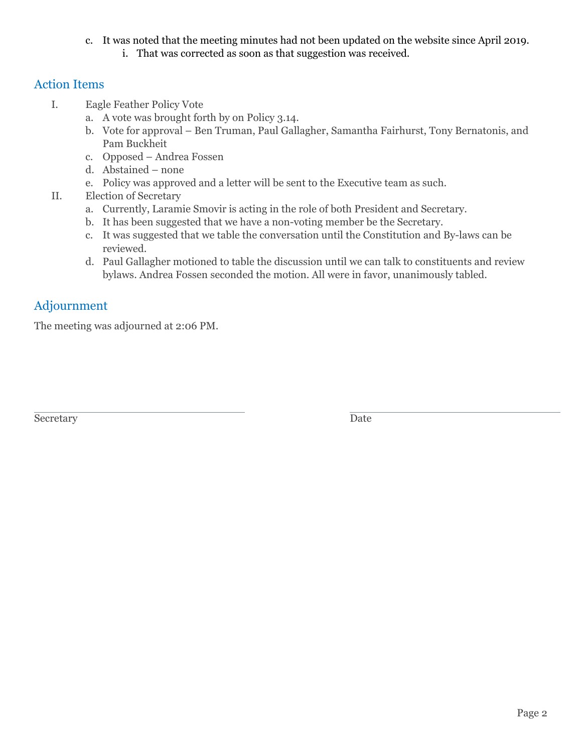c. It was noted that the meeting minutes had not been updated on the website since April 2019.
    i. That was corrected as soon as that suggestion was received.

## Action Items

I. Eagle Feather Policy Vote
   a. A vote was brought forth by on Policy 3.14.
   b. Vote for approval – Ben Truman, Paul Gallagher, Samantha Fairhurst, Tony Bernatonis, and Pam Buckheit
   c. Opposed – Andrea Fossen
   d. Abstained – none
   e. Policy was approved and a letter will be sent to the Executive team as such.

II. Election of Secretary
   a. Currently, Laramie Smovir is acting in the role of both President and Secretary.
   b. It has been suggested that we have a non-voting member be the Secretary.
   c. It was suggested that we table the conversation until the Constitution and By-laws can be reviewed.
   d. Paul Gallagher motioned to table the discussion until we can talk to constituents and review bylaws. Andrea Fossen seconded the motion. All were in favor, unanimously tabled.

## Adjournment

The meeting was adjourned at 2:06 PM.

\_\_\_\_\_\_\_\_\_\_\_\_\_\_\_\_\_\_\_\_\_\_\_\_\_\_\_\_\_\_ \_\_\_\_\_\_\_\_\_\_\_\_\_\_\_\_\_\_\_\_\_\_\_\_\_\_\_\_\_\_

Secretary Date